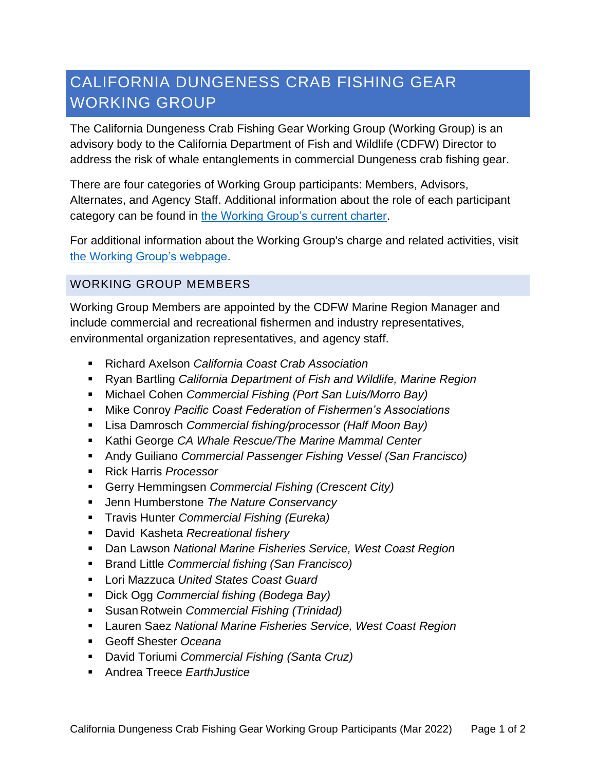# CALIFORNIA DUNGENESS CRAB FISHING GEAR WORKING GROUP

The California Dungeness Crab Fishing Gear Working Group (Working Group) is an advisory body to the California Department of Fish and Wildlife (CDFW) Director to address the risk of whale entanglements in commercial Dungeness crab fishing gear.

There are four categories of Working Group participants: Members, Advisors, Alternates, and Agency Staff. Additional information about the role of each participant category can be found in the Working Group's current charter.

For additional information about the Working Group's charge and related activities, visit the Working Group's webpage.

## WORKING GROUP MEMBERS

Working Group Members are appointed by the CDFW Marine Region Manager and include commercial and recreational fishermen and industry representatives, environmental organization representatives, and agency staff.

- Richard Axelson *California Coast Crab Association*
- Ryan Bartling *California Department of Fish and Wildlife, Marine Region*
- Michael Cohen *Commercial Fishing (Port San Luis/Morro Bay)*
- Mike Conroy *Pacific Coast Federation of Fishermen's Associations*
- Lisa Damrosch *Commercial fishing/processor (Half Moon Bay)*
- Kathi George *CA Whale Rescue/The Marine Mammal Center*
- Andy Guiliano *Commercial Passenger Fishing Vessel (San Francisco)*
- Rick Harris *Processor*
- Gerry Hemmingsen *Commercial Fishing (Crescent City)*
- Jenn Humberstone *The Nature Conservancy*
- Travis Hunter *Commercial Fishing (Eureka)*
- David Kasheta *Recreational fishery*
- Dan Lawson *National Marine Fisheries Service, West Coast Region*
- Brand Little *Commercial fishing (San Francisco)*
- Lori Mazzuca *United States Coast Guard*
- Dick Ogg *Commercial fishing (Bodega Bay)*
- Susan Rotwein *Commercial Fishing (Trinidad)*
- Lauren Saez *National Marine Fisheries Service, West Coast Region*
- Geoff Shester *Oceana*
- David Toriumi *Commercial Fishing (Santa Cruz)*
- Andrea Treece *EarthJustice*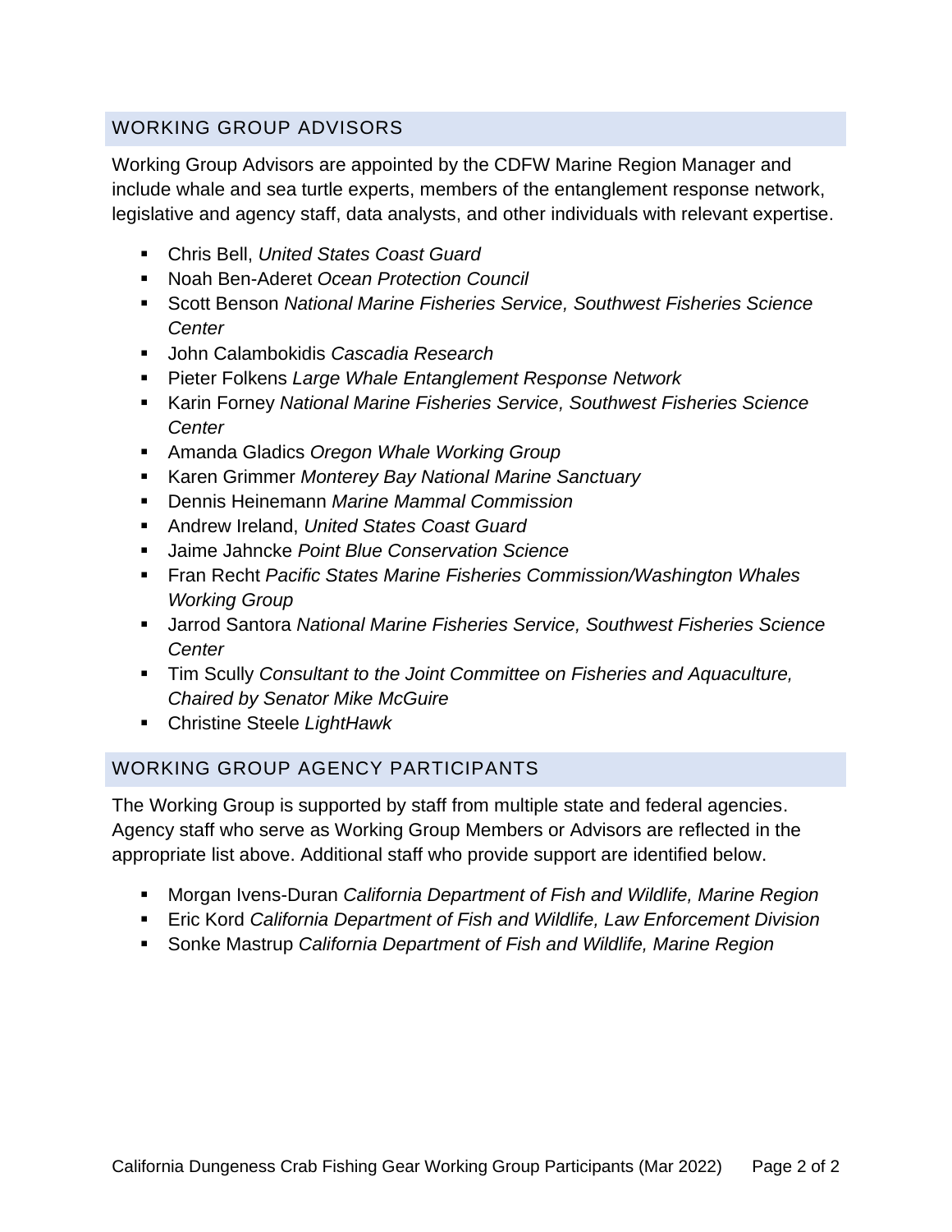## WORKING GROUP ADVISORS

Working Group Advisors are appointed by the CDFW Marine Region Manager and include whale and sea turtle experts, members of the entanglement response network, legislative and agency staff, data analysts, and other individuals with relevant expertise.

- Chris Bell, *United States Coast Guard*
- Noah Ben-Aderet *Ocean Protection Council*
- Scott Benson *National Marine Fisheries Service, Southwest Fisheries Science Center*
- John Calambokidis *Cascadia Research*
- Pieter Folkens *Large Whale Entanglement Response Network*
- Karin Forney *National Marine Fisheries Service, Southwest Fisheries Science Center*
- Amanda Gladics *Oregon Whale Working Group*
- Karen Grimmer *Monterey Bay National Marine Sanctuary*
- Dennis Heinemann *Marine Mammal Commission*
- Andrew Ireland, *United States Coast Guard*
- Jaime Jahncke *Point Blue Conservation Science*
- Fran Recht *Pacific States Marine Fisheries Commission/Washington Whales Working Group*
- Jarrod Santora *National Marine Fisheries Service, Southwest Fisheries Science Center*
- Tim Scully *Consultant to the Joint Committee on Fisheries and Aquaculture, Chaired by Senator Mike McGuire*
- Christine Steele *LightHawk*

## WORKING GROUP AGENCY PARTICIPANTS

The Working Group is supported by staff from multiple state and federal agencies. Agency staff who serve as Working Group Members or Advisors are reflected in the appropriate list above. Additional staff who provide support are identified below.

- Morgan Ivens-Duran *California Department of Fish and Wildlife, Marine Region*
- Eric Kord *California Department of Fish and Wildlife, Law Enforcement Division*
- Sonke Mastrup *California Department of Fish and Wildlife, Marine Region*